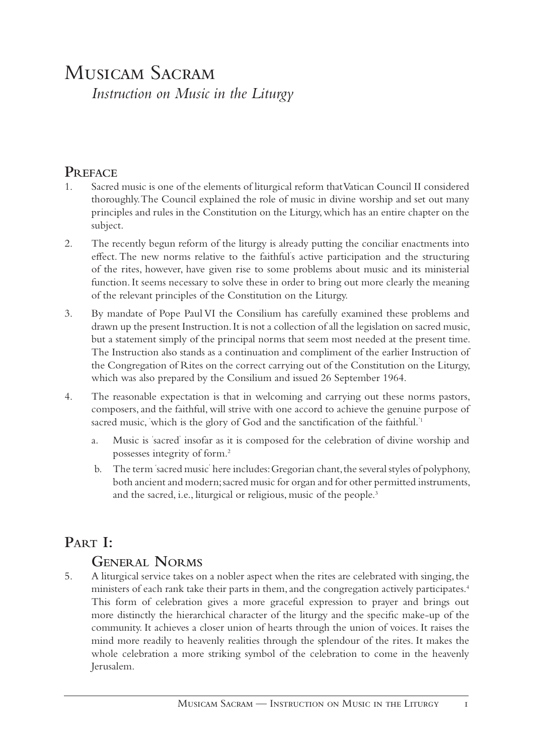# Musicam Sacram

*Instruction on Music in the Liturgy*

## Preface

1. Sacred music is one of the elements of liturgical reform that Vatican Council II considered thoroughly. The Council explained the role of music in divine worship and set out many principles and rules in the Constitution on the Liturgy, which has an entire chapter on the subject.

2. The recently begun reform of the liturgy is already putting the conciliar enactments into effect. The new norms relative to the faithful's active participation and the structuring of the rites, however, have given rise to some problems about music and its ministerial function. It seems necessary to solve these in order to bring out more clearly the meaning of the relevant principles of the Constitution on the Liturgy.

3. By mandate of Pope Paul VI the Consilium has carefully examined these problems and drawn up the present Instruction. It is not a collection of all the legislation on sacred music, but a statement simply of the principal norms that seem most needed at the present time. The Instruction also stands as a continuation and compliment of the earlier Instruction of the Congregation of Rites on the correct carrying out of the Constitution on the Liturgy, which was also prepared by the Consilium and issued 26 September 1964.

4. The reasonable expectation is that in welcoming and carrying out these norms pastors, composers, and the faithful, will strive with one accord to achieve the genuine purpose of sacred music, 'which is the glory of God and the sanctification of the faithful.'[1]

   a. Music is 'sacred' insofar as it is composed for the celebration of divine worship and possesses integrity of form.[2]

   b. The term 'sacred music' here includes: Gregorian chant, the several styles of polyphony, both ancient and modern; sacred music for organ and for other permitted instruments, and the sacred, i.e., liturgical or religious, music of the people.[3]

## Part I:

### General Norms

5. A liturgical service takes on a nobler aspect when the rites are celebrated with singing, the ministers of each rank take their parts in them, and the congregation actively participates.[4] This form of celebration gives a more graceful expression to prayer and brings out more distinctly the hierarchical character of the liturgy and the specific make-up of the community. It achieves a closer union of hearts through the union of voices. It raises the mind more readily to heavenly realities through the splendour of the rites. It makes the whole celebration a more striking symbol of the celebration to come in the heavenly Jerusalem.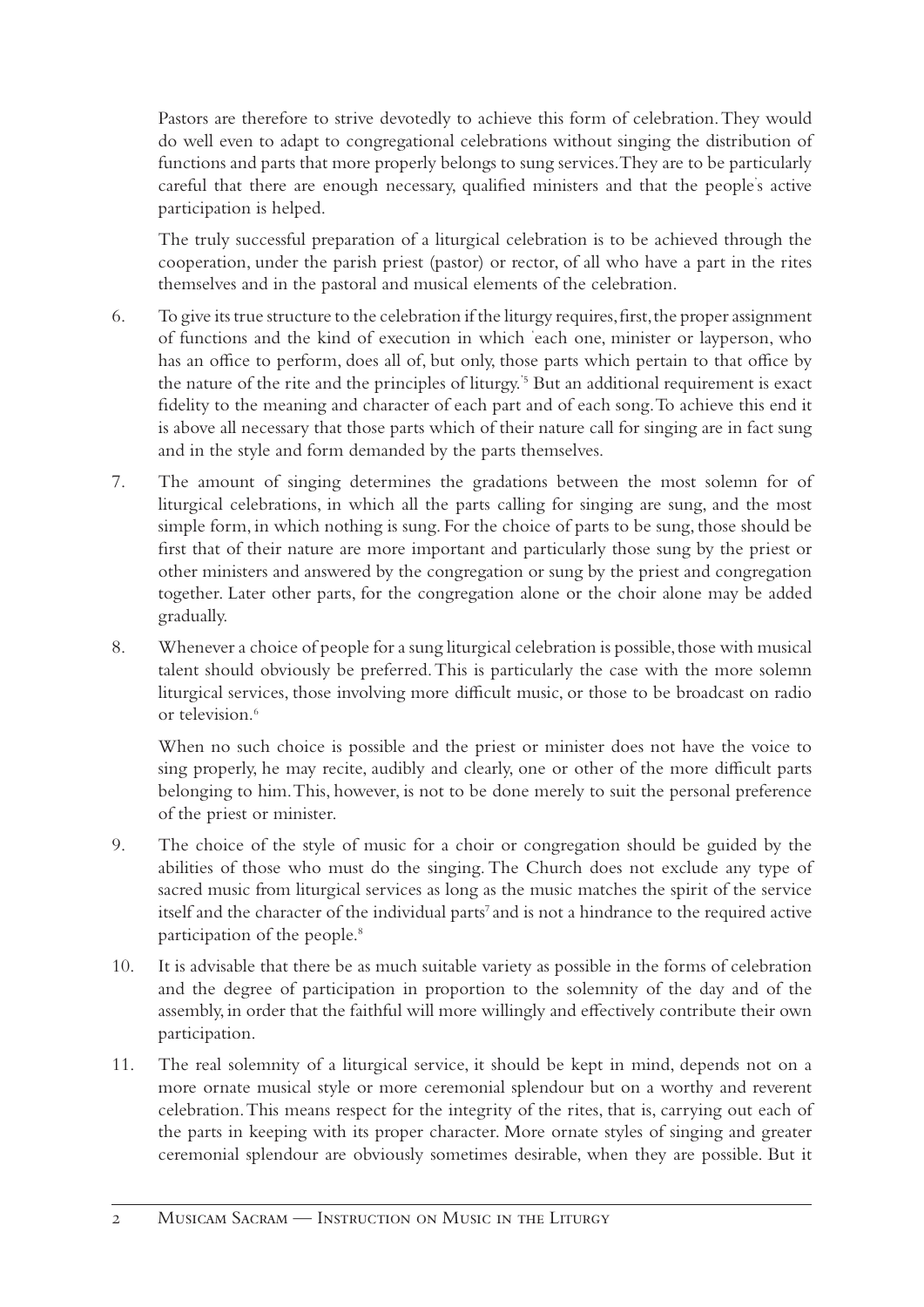Pastors are therefore to strive devotedly to achieve this form of celebration. They would do well even to adapt to congregational celebrations without singing the distribution of functions and parts that more properly belongs to sung services. They are to be particularly careful that there are enough necessary, qualified ministers and that the people's active participation is helped.

The truly successful preparation of a liturgical celebration is to be achieved through the cooperation, under the parish priest (pastor) or rector, of all who have a part in the rites themselves and in the pastoral and musical elements of the celebration.

6. To give its true structure to the celebration if the liturgy requires, first, the proper assignment of functions and the kind of execution in which 'each one, minister or layperson, who has an office to perform, does all of, but only, those parts which pertain to that office by the nature of the rite and the principles of liturgy.'[5] But an additional requirement is exact fidelity to the meaning and character of each part and of each song. To achieve this end it is above all necessary that those parts which of their nature call for singing are in fact sung and in the style and form demanded by the parts themselves.

7. The amount of singing determines the gradations between the most solemn for of liturgical celebrations, in which all the parts calling for singing are sung, and the most simple form, in which nothing is sung. For the choice of parts to be sung, those should be first that of their nature are more important and particularly those sung by the priest or other ministers and answered by the congregation or sung by the priest and congregation together. Later other parts, for the congregation alone or the choir alone may be added gradually.

8. Whenever a choice of people for a sung liturgical celebration is possible, those with musical talent should obviously be preferred. This is particularly the case with the more solemn liturgical services, those involving more difficult music, or those to be broadcast on radio or television.[6]

   When no such choice is possible and the priest or minister does not have the voice to sing properly, he may recite, audibly and clearly, one or other of the more difficult parts belonging to him. This, however, is not to be done merely to suit the personal preference of the priest or minister.

9. The choice of the style of music for a choir or congregation should be guided by the abilities of those who must do the singing. The Church does not exclude any type of sacred music from liturgical services as long as the music matches the spirit of the service itself and the character of the individual parts[7] and is not a hindrance to the required active participation of the people.[8]

10. It is advisable that there be as much suitable variety as possible in the forms of celebration and the degree of participation in proportion to the solemnity of the day and of the assembly, in order that the faithful will more willingly and effectively contribute their own participation.

11. The real solemnity of a liturgical service, it should be kept in mind, depends not on a more ornate musical style or more ceremonial splendour but on a worthy and reverent celebration. This means respect for the integrity of the rites, that is, carrying out each of the parts in keeping with its proper character. More ornate styles of singing and greater ceremonial splendour are obviously sometimes desirable, when they are possible. But it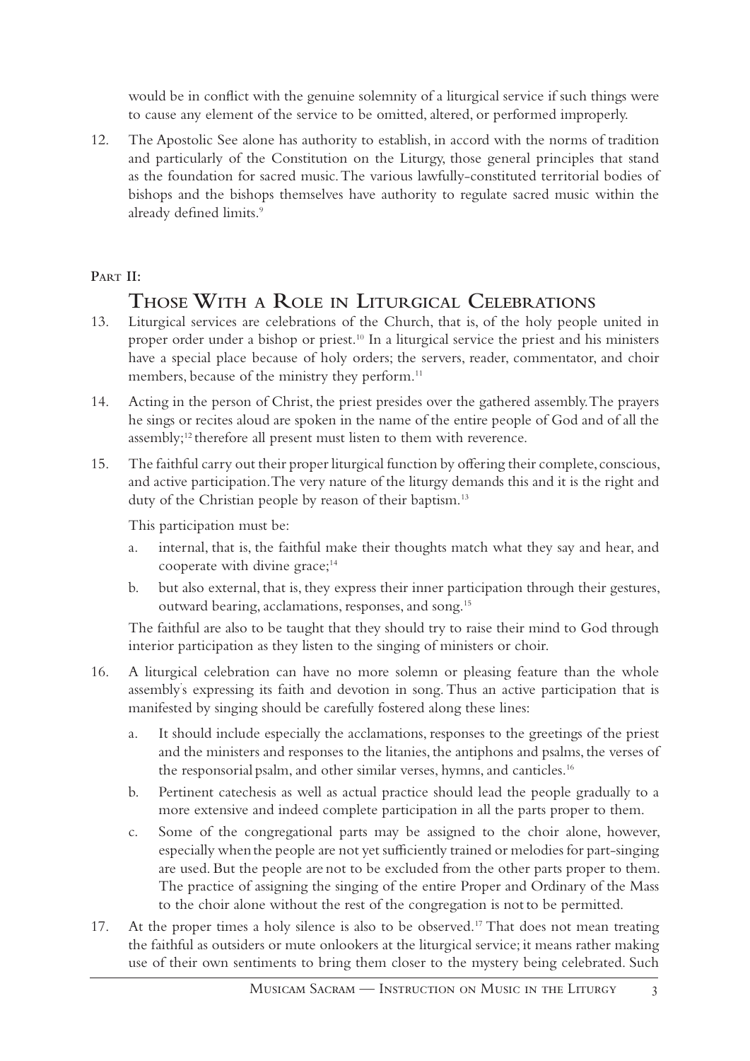would be in conflict with the genuine solemnity of a liturgical service if such things were to cause any element of the service to be omitted, altered, or performed improperly.

12. The Apostolic See alone has authority to establish, in accord with the norms of tradition and particularly of the Constitution on the Liturgy, those general principles that stand as the foundation for sacred music. The various lawfully-constituted territorial bodies of bishops and the bishops themselves have authority to regulate sacred music within the already defined limits.[9]

**Part II:**

## Those With a Role in Liturgical Celebrations

13. Liturgical services are celebrations of the Church, that is, of the holy people united in proper order under a bishop or priest.[10] In a liturgical service the priest and his ministers have a special place because of holy orders; the servers, reader, commentator, and choir members, because of the ministry they perform.[11]

14. Acting in the person of Christ, the priest presides over the gathered assembly. The prayers he sings or recites aloud are spoken in the name of the entire people of God and of all the assembly;[12] therefore all present must listen to them with reverence.

15. The faithful carry out their proper liturgical function by offering their complete, conscious, and active participation. The very nature of the liturgy demands this and it is the right and duty of the Christian people by reason of their baptism.[13]

    This participation must be:

    a. internal, that is, the faithful make their thoughts match what they say and hear, and cooperate with divine grace;[14]

    b. but also external, that is, they express their inner participation through their gestures, outward bearing, acclamations, responses, and song.[15]

    The faithful are also to be taught that they should try to raise their mind to God through interior participation as they listen to the singing of ministers or choir.

16. A liturgical celebration can have no more solemn or pleasing feature than the whole assembly's expressing its faith and devotion in song. Thus an active participation that is manifested by singing should be carefully fostered along these lines:

    a. It should include especially the acclamations, responses to the greetings of the priest and the ministers and responses to the litanies, the antiphons and psalms, the verses of the responsorial psalm, and other similar verses, hymns, and canticles.[16]

    b. Pertinent catechesis as well as actual practice should lead the people gradually to a more extensive and indeed complete participation in all the parts proper to them.

    c. Some of the congregational parts may be assigned to the choir alone, however, especially when the people are not yet sufficiently trained or melodies for part-singing are used. But the people are not to be excluded from the other parts proper to them. The practice of assigning the singing of the entire Proper and Ordinary of the Mass to the choir alone without the rest of the congregation is not to be permitted.

17. At the proper times a holy silence is also to be observed.[17] That does not mean treating the faithful as outsiders or mute onlookers at the liturgical service; it means rather making use of their own sentiments to bring them closer to the mystery being celebrated. Such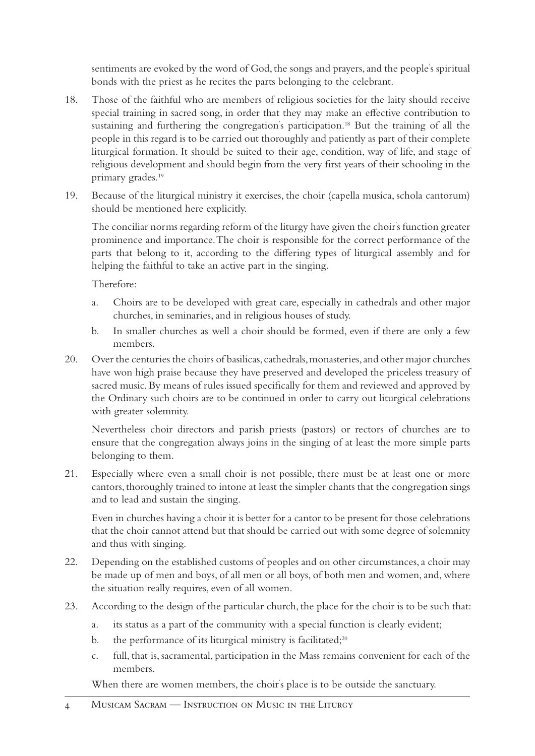sentiments are evoked by the word of God, the songs and prayers, and the people's spiritual bonds with the priest as he recites the parts belonging to the celebrant.

18. Those of the faithful who are members of religious societies for the laity should receive special training in sacred song, in order that they may make an effective contribution to sustaining and furthering the congregation's participation.[18] But the training of all the people in this regard is to be carried out thoroughly and patiently as part of their complete liturgical formation. It should be suited to their age, condition, way of life, and stage of religious development and should begin from the very first years of their schooling in the primary grades.[19]

19. Because of the liturgical ministry it exercises, the choir (capella musica, schola cantorum) should be mentioned here explicitly.

    The conciliar norms regarding reform of the liturgy have given the choir's function greater prominence and importance. The choir is responsible for the correct performance of the parts that belong to it, according to the differing types of liturgical assembly and for helping the faithful to take an active part in the singing.

    Therefore:

    a. Choirs are to be developed with great care, especially in cathedrals and other major churches, in seminaries, and in religious houses of study.

    b. In smaller churches as well a choir should be formed, even if there are only a few members.

20. Over the centuries the choirs of basilicas, cathedrals, monasteries, and other major churches have won high praise because they have preserved and developed the priceless treasury of sacred music. By means of rules issued specifically for them and reviewed and approved by the Ordinary such choirs are to be continued in order to carry out liturgical celebrations with greater solemnity.

    Nevertheless choir directors and parish priests (pastors) or rectors of churches are to ensure that the congregation always joins in the singing of at least the more simple parts belonging to them.

21. Especially where even a small choir is not possible, there must be at least one or more cantors, thoroughly trained to intone at least the simpler chants that the congregation sings and to lead and sustain the singing.

    Even in churches having a choir it is better for a cantor to be present for those celebrations that the choir cannot attend but that should be carried out with some degree of solemnity and thus with singing.

22. Depending on the established customs of peoples and on other circumstances, a choir may be made up of men and boys, of all men or all boys, of both men and women, and, where the situation really requires, even of all women.

23. According to the design of the particular church, the place for the choir is to be such that:

    a. its status as a part of the community with a special function is clearly evident;

    b. the performance of its liturgical ministry is facilitated;[20]

    c. full, that is, sacramental, participation in the Mass remains convenient for each of the members.

    When there are women members, the choir's place is to be outside the sanctuary.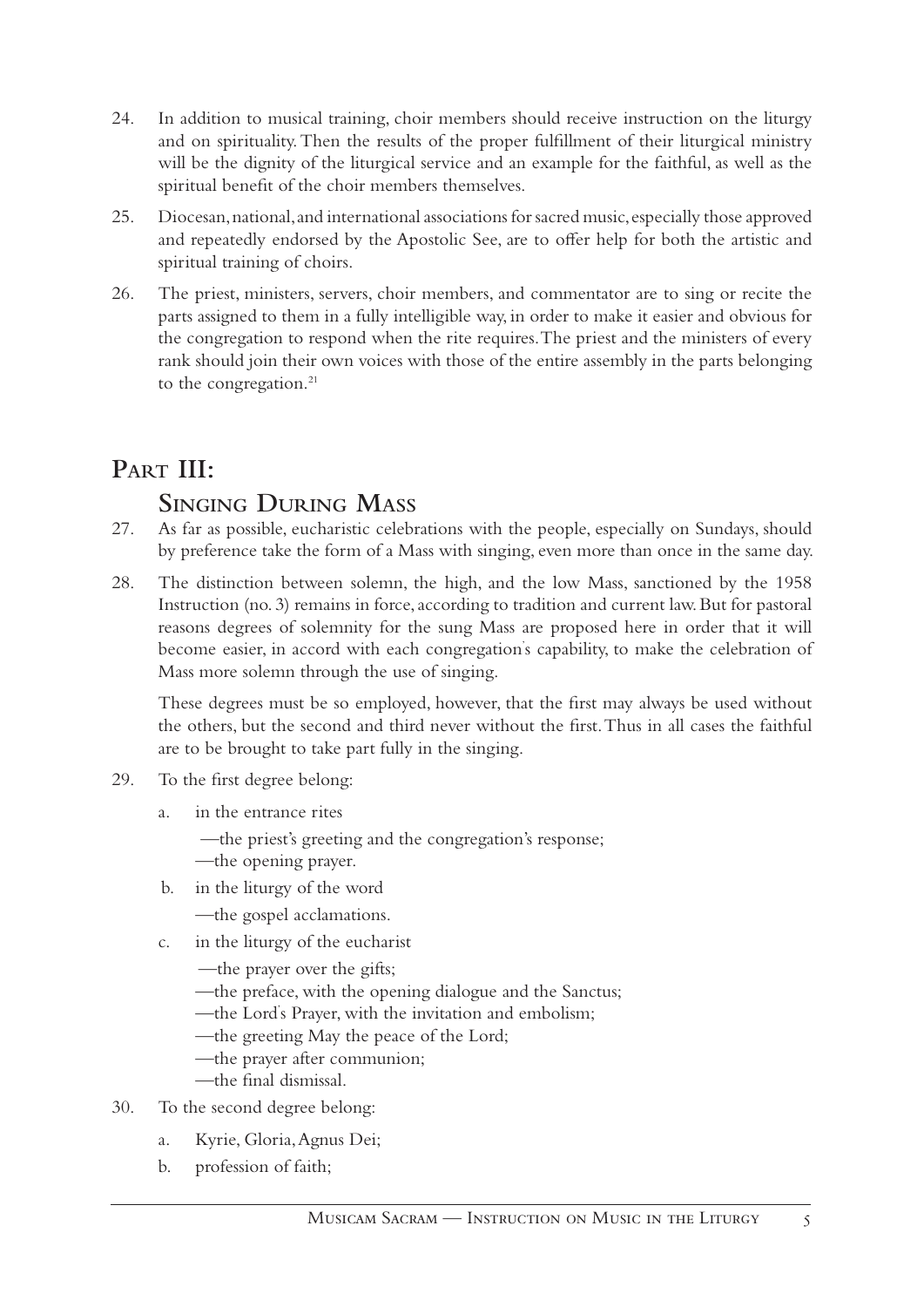24. In addition to musical training, choir members should receive instruction on the liturgy and on spirituality. Then the results of the proper fulfillment of their liturgical ministry will be the dignity of the liturgical service and an example for the faithful, as well as the spiritual benefit of the choir members themselves.

25. Diocesan, national, and international associations for sacred music, especially those approved and repeatedly endorsed by the Apostolic See, are to offer help for both the artistic and spiritual training of choirs.

26. The priest, ministers, servers, choir members, and commentator are to sing or recite the parts assigned to them in a fully intelligible way, in order to make it easier and obvious for the congregation to respond when the rite requires. The priest and the ministers of every rank should join their own voices with those of the entire assembly in the parts belonging to the congregation.[21]

## Part III: Singing During Mass

27. As far as possible, eucharistic celebrations with the people, especially on Sundays, should by preference take the form of a Mass with singing, even more than once in the same day.

28. The distinction between solemn, the high, and the low Mass, sanctioned by the 1958 Instruction (no. 3) remains in force, according to tradition and current law. But for pastoral reasons degrees of solemnity for the sung Mass are proposed here in order that it will become easier, in accord with each congregation's capability, to make the celebration of Mass more solemn through the use of singing.

    These degrees must be so employed, however, that the first may always be used without the others, but the second and third never without the first. Thus in all cases the faithful are to be brought to take part fully in the singing.

29. To the first degree belong:

    a. in the entrance rites

       —the priest's greeting and the congregation's response;
       —the opening prayer.

    b. in the liturgy of the word

       —the gospel acclamations.

    c. in the liturgy of the eucharist

       —the prayer over the gifts;
       —the preface, with the opening dialogue and the Sanctus;
       —the Lord's Prayer, with the invitation and embolism;
       —the greeting May the peace of the Lord;
       —the prayer after communion;
       —the final dismissal.

30. To the second degree belong:

    a. Kyrie, Gloria, Agnus Dei;

    b. profession of faith;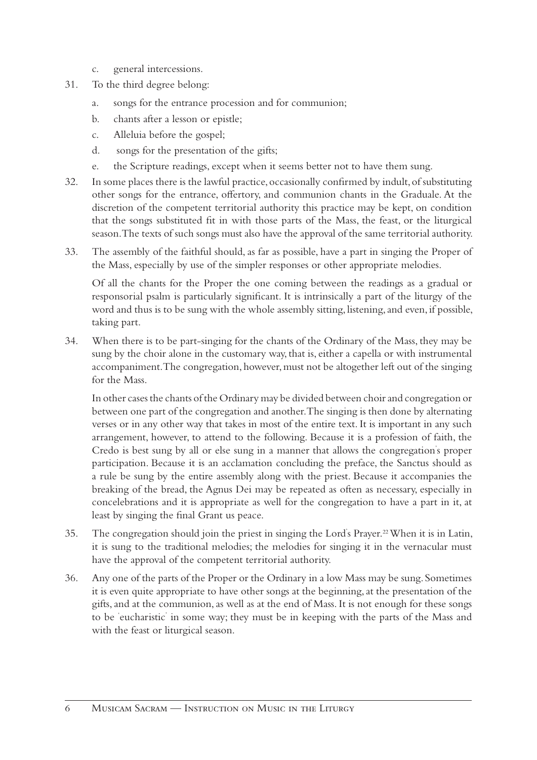c. general intercessions.

31. To the third degree belong:

    a. songs for the entrance procession and for communion;

    b. chants after a lesson or epistle;

    c. Alleluia before the gospel;

    d. songs for the presentation of the gifts;

    e. the Scripture readings, except when it seems better not to have them sung.

32. In some places there is the lawful practice, occasionally confirmed by indult, of substituting other songs for the entrance, offertory, and communion chants in the Graduale. At the discretion of the competent territorial authority this practice may be kept, on condition that the songs substituted fit in with those parts of the Mass, the feast, or the liturgical season. The texts of such songs must also have the approval of the same territorial authority.

33. The assembly of the faithful should, as far as possible, have a part in singing the Proper of the Mass, especially by use of the simpler responses or other appropriate melodies.

    Of all the chants for the Proper the one coming between the readings as a gradual or responsorial psalm is particularly significant. It is intrinsically a part of the liturgy of the word and thus is to be sung with the whole assembly sitting, listening, and even, if possible, taking part.

34. When there is to be part-singing for the chants of the Ordinary of the Mass, they may be sung by the choir alone in the customary way, that is, either a capella or with instrumental accompaniment. The congregation, however, must not be altogether left out of the singing for the Mass.

    In other cases the chants of the Ordinary may be divided between choir and congregation or between one part of the congregation and another. The singing is then done by alternating verses or in any other way that takes in most of the entire text. It is important in any such arrangement, however, to attend to the following. Because it is a profession of faith, the Credo is best sung by all or else sung in a manner that allows the congregation's proper participation. Because it is an acclamation concluding the preface, the Sanctus should as a rule be sung by the entire assembly along with the priest. Because it accompanies the breaking of the bread, the Agnus Dei may be repeated as often as necessary, especially in concelebrations and it is appropriate as well for the congregation to have a part in it, at least by singing the final Grant us peace.

35. The congregation should join the priest in singing the Lord's Prayer.[22] When it is in Latin, it is sung to the traditional melodies; the melodies for singing it in the vernacular must have the approval of the competent territorial authority.

36. Any one of the parts of the Proper or the Ordinary in a low Mass may be sung. Sometimes it is even quite appropriate to have other songs at the beginning, at the presentation of the gifts, and at the communion, as well as at the end of Mass. It is not enough for these songs to be 'eucharistic' in some way; they must be in keeping with the parts of the Mass and with the feast or liturgical season.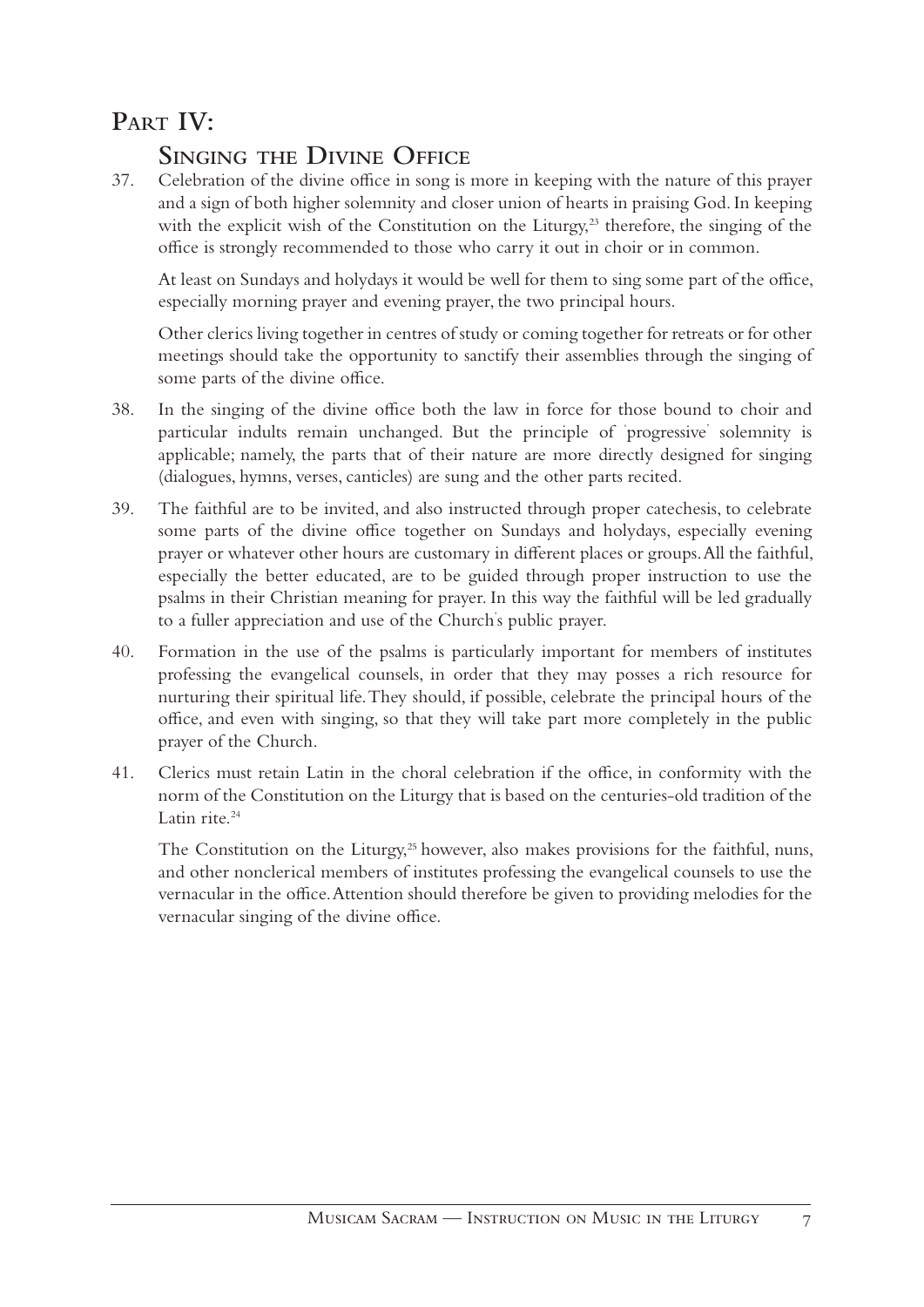# Part IV:

## Singing the Divine Office

37. Celebration of the divine office in song is more in keeping with the nature of this prayer and a sign of both higher solemnity and closer union of hearts in praising God. In keeping with the explicit wish of the Constitution on the Liturgy,[23] therefore, the singing of the office is strongly recommended to those who carry it out in choir or in common.

    At least on Sundays and holydays it would be well for them to sing some part of the office, especially morning prayer and evening prayer, the two principal hours.

    Other clerics living together in centres of study or coming together for retreats or for other meetings should take the opportunity to sanctify their assemblies through the singing of some parts of the divine office.

38. In the singing of the divine office both the law in force for those bound to choir and particular indults remain unchanged. But the principle of 'progressive' solemnity is applicable; namely, the parts that of their nature are more directly designed for singing (dialogues, hymns, verses, canticles) are sung and the other parts recited.

39. The faithful are to be invited, and also instructed through proper catechesis, to celebrate some parts of the divine office together on Sundays and holydays, especially evening prayer or whatever other hours are customary in different places or groups. All the faithful, especially the better educated, are to be guided through proper instruction to use the psalms in their Christian meaning for prayer. In this way the faithful will be led gradually to a fuller appreciation and use of the Church's public prayer.

40. Formation in the use of the psalms is particularly important for members of institutes professing the evangelical counsels, in order that they may posses a rich resource for nurturing their spiritual life. They should, if possible, celebrate the principal hours of the office, and even with singing, so that they will take part more completely in the public prayer of the Church.

41. Clerics must retain Latin in the choral celebration if the office, in conformity with the norm of the Constitution on the Liturgy that is based on the centuries-old tradition of the Latin rite.[24]

    The Constitution on the Liturgy,[25] however, also makes provisions for the faithful, nuns, and other nonclerical members of institutes professing the evangelical counsels to use the vernacular in the office. Attention should therefore be given to providing melodies for the vernacular singing of the divine office.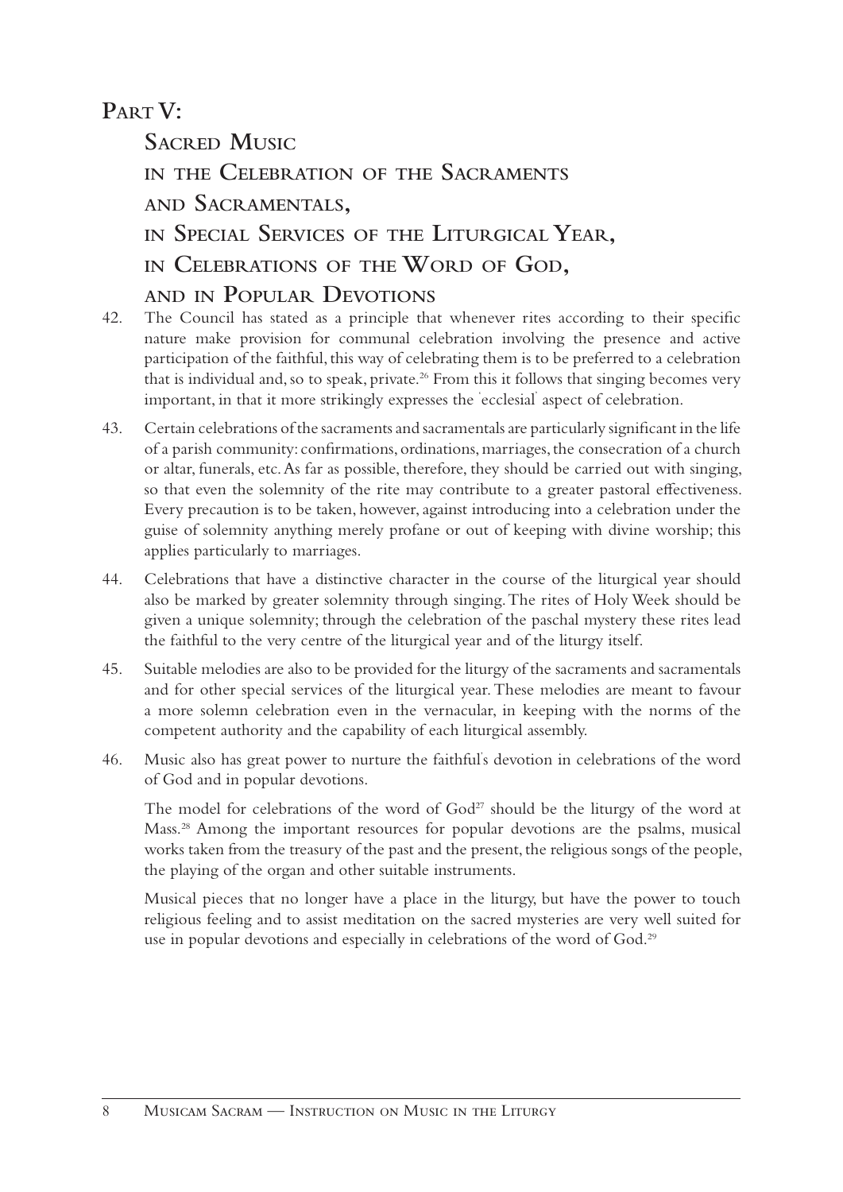## Part V:

## Sacred Music in the Celebration of the Sacraments and Sacramentals, in Special Services of the Liturgical Year, in Celebrations of the Word of God, and in Popular Devotions

42. The Council has stated as a principle that whenever rites according to their specific nature make provision for communal celebration involving the presence and active participation of the faithful, this way of celebrating them is to be preferred to a celebration that is individual and, so to speak, private.[26] From this it follows that singing becomes very important, in that it more strikingly expresses the 'ecclesial' aspect of celebration.

43. Certain celebrations of the sacraments and sacramentals are particularly significant in the life of a parish community: confirmations, ordinations, marriages, the consecration of a church or altar, funerals, etc. As far as possible, therefore, they should be carried out with singing, so that even the solemnity of the rite may contribute to a greater pastoral effectiveness. Every precaution is to be taken, however, against introducing into a celebration under the guise of solemnity anything merely profane or out of keeping with divine worship; this applies particularly to marriages.

44. Celebrations that have a distinctive character in the course of the liturgical year should also be marked by greater solemnity through singing. The rites of Holy Week should be given a unique solemnity; through the celebration of the paschal mystery these rites lead the faithful to the very centre of the liturgical year and of the liturgy itself.

45. Suitable melodies are also to be provided for the liturgy of the sacraments and sacramentals and for other special services of the liturgical year. These melodies are meant to favour a more solemn celebration even in the vernacular, in keeping with the norms of the competent authority and the capability of each liturgical assembly.

46. Music also has great power to nurture the faithful's devotion in celebrations of the word of God and in popular devotions.

    The model for celebrations of the word of God[27] should be the liturgy of the word at Mass.[28] Among the important resources for popular devotions are the psalms, musical works taken from the treasury of the past and the present, the religious songs of the people, the playing of the organ and other suitable instruments.

    Musical pieces that no longer have a place in the liturgy, but have the power to touch religious feeling and to assist meditation on the sacred mysteries are very well suited for use in popular devotions and especially in celebrations of the word of God.[29]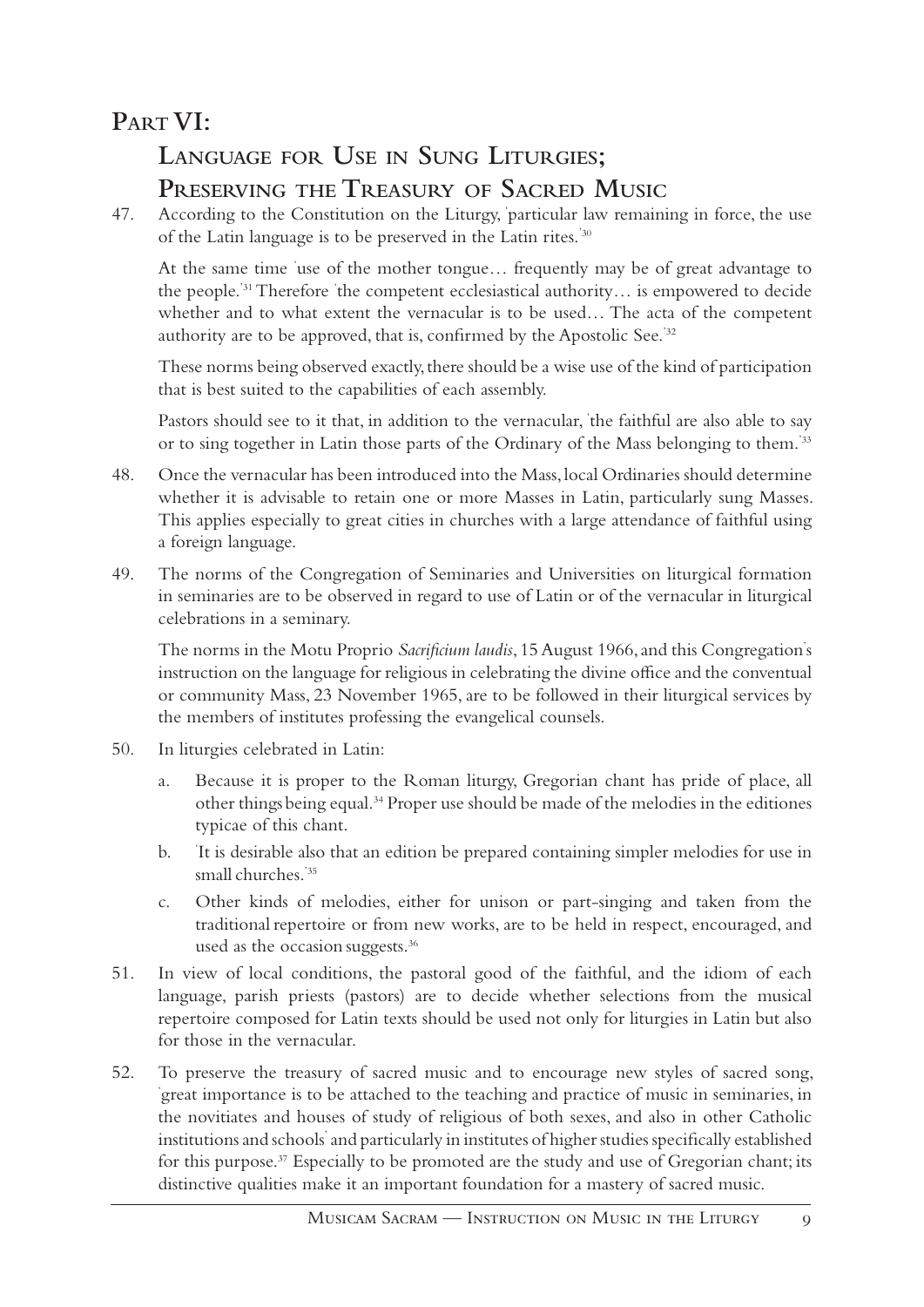# Part VI:

## Language for Use in Sung Liturgies; Preserving the Treasury of Sacred Music

47. According to the Constitution on the Liturgy, 'particular law remaining in force, the use of the Latin language is to be preserved in the Latin rites.'[30]

    At the same time 'use of the mother tongue… frequently may be of great advantage to the people.'[31] Therefore 'the competent ecclesiastical authority… is empowered to decide whether and to what extent the vernacular is to be used… The acta of the competent authority are to be approved, that is, confirmed by the Apostolic See.'[32]

    These norms being observed exactly, there should be a wise use of the kind of participation that is best suited to the capabilities of each assembly.

    Pastors should see to it that, in addition to the vernacular, 'the faithful are also able to say or to sing together in Latin those parts of the Ordinary of the Mass belonging to them.'[33]

48. Once the vernacular has been introduced into the Mass, local Ordinaries should determine whether it is advisable to retain one or more Masses in Latin, particularly sung Masses. This applies especially to great cities in churches with a large attendance of faithful using a foreign language.

49. The norms of the Congregation of Seminaries and Universities on liturgical formation in seminaries are to be observed in regard to use of Latin or of the vernacular in liturgical celebrations in a seminary.

    The norms in the Motu Proprio *Sacrificium laudis*, 15 August 1966, and this Congregation's instruction on the language for religious in celebrating the divine office and the conventual or community Mass, 23 November 1965, are to be followed in their liturgical services by the members of institutes professing the evangelical counsels.

50. In liturgies celebrated in Latin:

    a. Because it is proper to the Roman liturgy, Gregorian chant has pride of place, all other things being equal.[34] Proper use should be made of the melodies in the editiones typicae of this chant.

    b. 'It is desirable also that an edition be prepared containing simpler melodies for use in small churches.'[35]

    c. Other kinds of melodies, either for unison or part-singing and taken from the traditional repertoire or from new works, are to be held in respect, encouraged, and used as the occasion suggests.[36]

51. In view of local conditions, the pastoral good of the faithful, and the idiom of each language, parish priests (pastors) are to decide whether selections from the musical repertoire composed for Latin texts should be used not only for liturgies in Latin but also for those in the vernacular.

52. To preserve the treasury of sacred music and to encourage new styles of sacred song, 'great importance is to be attached to the teaching and practice of music in seminaries, in the novitiates and houses of study of religious of both sexes, and also in other Catholic institutions and schools' and particularly in institutes of higher studies specifically established for this purpose.[37] Especially to be promoted are the study and use of Gregorian chant; its distinctive qualities make it an important foundation for a mastery of sacred music.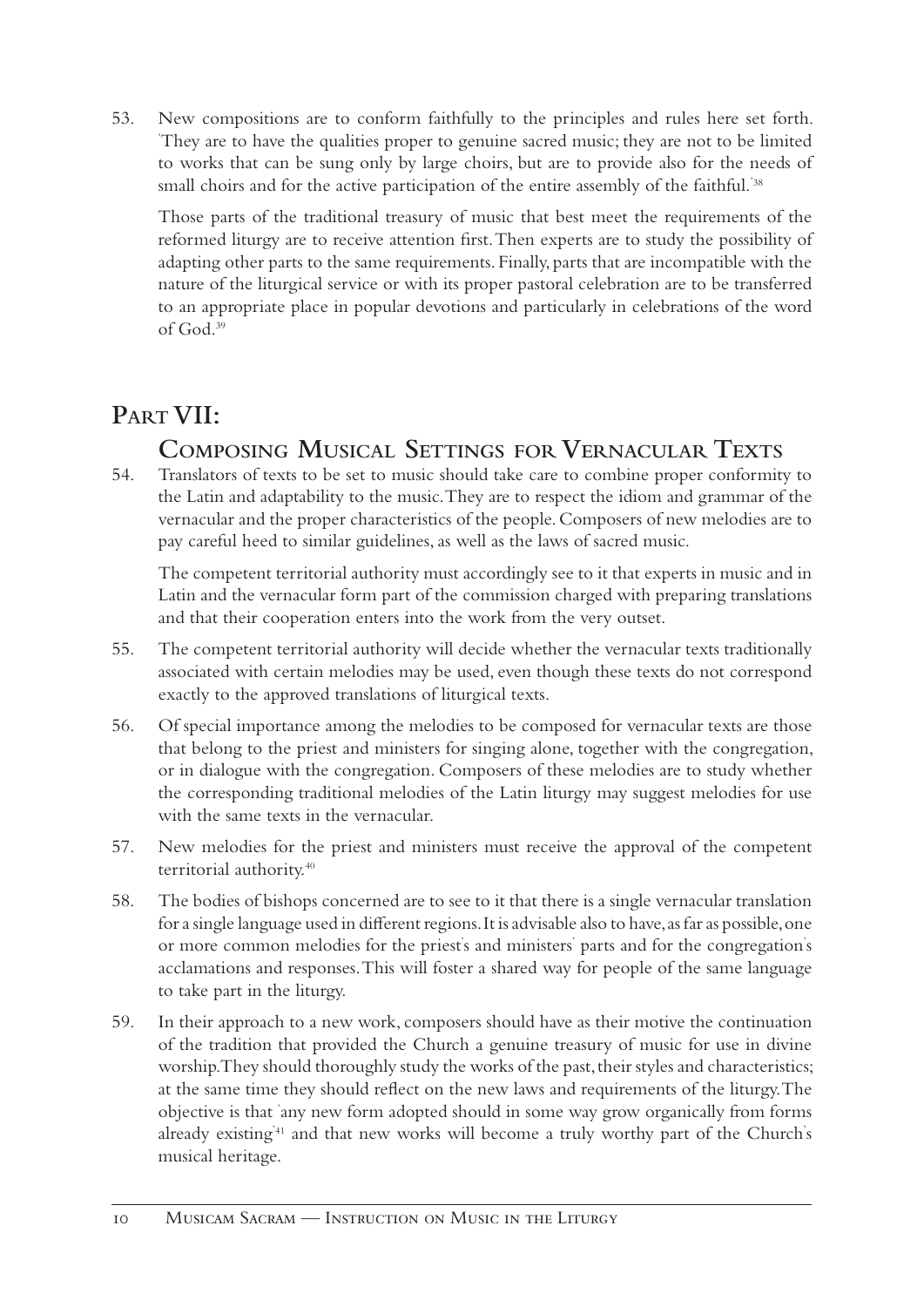53. New compositions are to conform faithfully to the principles and rules here set forth. 'They are to have the qualities proper to genuine sacred music; they are not to be limited to works that can be sung only by large choirs, but are to provide also for the needs of small choirs and for the active participation of the entire assembly of the faithful.'[38]

    Those parts of the traditional treasury of music that best meet the requirements of the reformed liturgy are to receive attention first. Then experts are to study the possibility of adapting other parts to the same requirements. Finally, parts that are incompatible with the nature of the liturgical service or with its proper pastoral celebration are to be transferred to an appropriate place in popular devotions and particularly in celebrations of the word of God.[39]

## Part VII:
## Composing Musical Settings for Vernacular Texts

54. Translators of texts to be set to music should take care to combine proper conformity to the Latin and adaptability to the music. They are to respect the idiom and grammar of the vernacular and the proper characteristics of the people. Composers of new melodies are to pay careful heed to similar guidelines, as well as the laws of sacred music.

    The competent territorial authority must accordingly see to it that experts in music and in Latin and the vernacular form part of the commission charged with preparing translations and that their cooperation enters into the work from the very outset.

55. The competent territorial authority will decide whether the vernacular texts traditionally associated with certain melodies may be used, even though these texts do not correspond exactly to the approved translations of liturgical texts.

56. Of special importance among the melodies to be composed for vernacular texts are those that belong to the priest and ministers for singing alone, together with the congregation, or in dialogue with the congregation. Composers of these melodies are to study whether the corresponding traditional melodies of the Latin liturgy may suggest melodies for use with the same texts in the vernacular.

57. New melodies for the priest and ministers must receive the approval of the competent territorial authority.[40]

58. The bodies of bishops concerned are to see to it that there is a single vernacular translation for a single language used in different regions. It is advisable also to have, as far as possible, one or more common melodies for the priest's and ministers' parts and for the congregation's acclamations and responses. This will foster a shared way for people of the same language to take part in the liturgy.

59. In their approach to a new work, composers should have as their motive the continuation of the tradition that provided the Church a genuine treasury of music for use in divine worship. They should thoroughly study the works of the past, their styles and characteristics; at the same time they should reflect on the new laws and requirements of the liturgy. The objective is that 'any new form adopted should in some way grow organically from forms already existing'[41] and that new works will become a truly worthy part of the Church's musical heritage.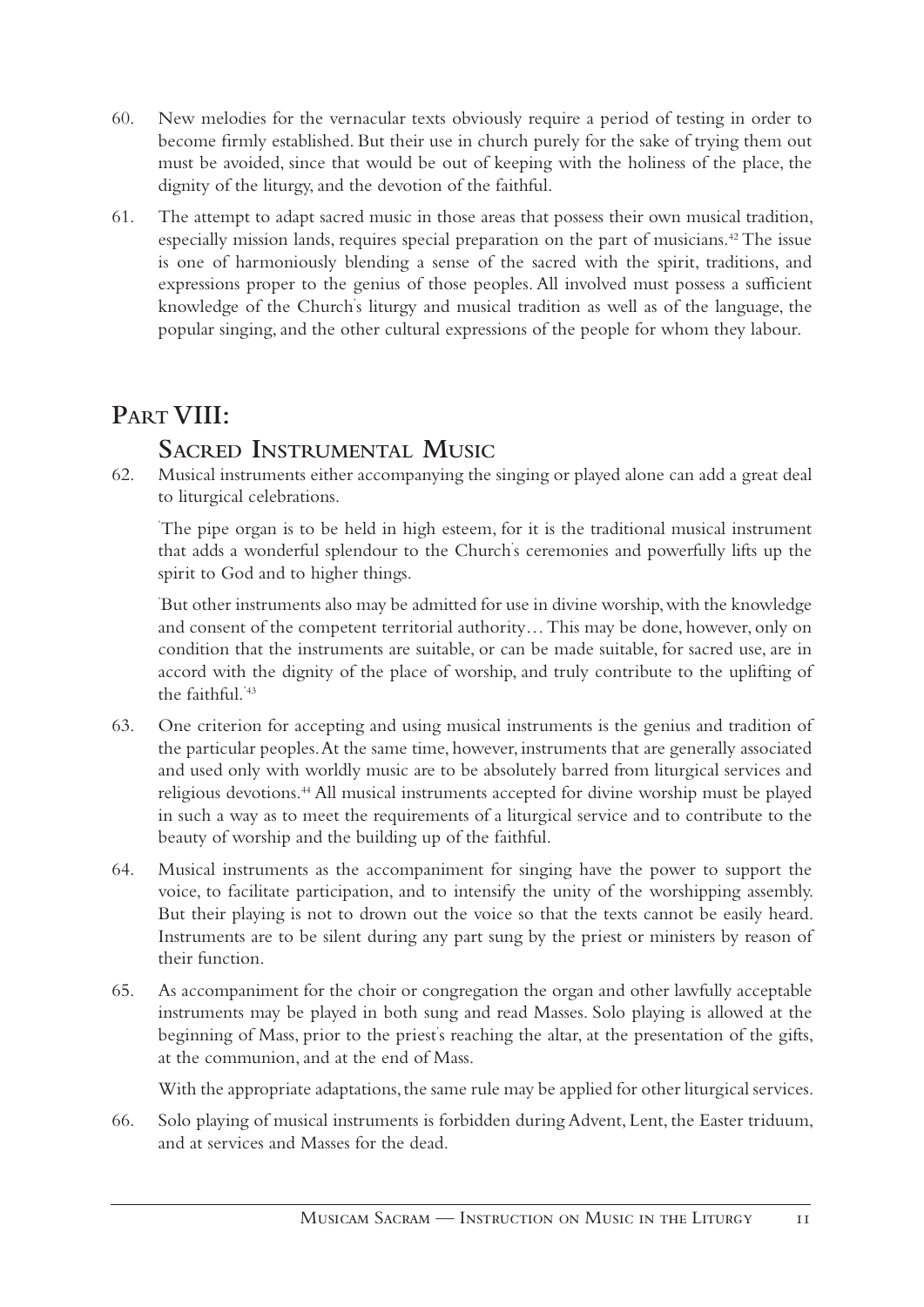60. New melodies for the vernacular texts obviously require a period of testing in order to become firmly established. But their use in church purely for the sake of trying them out must be avoided, since that would be out of keeping with the holiness of the place, the dignity of the liturgy, and the devotion of the faithful.

61. The attempt to adapt sacred music in those areas that possess their own musical tradition, especially mission lands, requires special preparation on the part of musicians.[42] The issue is one of harmoniously blending a sense of the sacred with the spirit, traditions, and expressions proper to the genius of those peoples. All involved must possess a sufficient knowledge of the Church's liturgy and musical tradition as well as of the language, the popular singing, and the other cultural expressions of the people for whom they labour.

## Part VIII: Sacred Instrumental Music

62. Musical instruments either accompanying the singing or played alone can add a great deal to liturgical celebrations.

'The pipe organ is to be held in high esteem, for it is the traditional musical instrument that adds a wonderful splendour to the Church's ceremonies and powerfully lifts up the spirit to God and to higher things.

'But other instruments also may be admitted for use in divine worship, with the knowledge and consent of the competent territorial authority… This may be done, however, only on condition that the instruments are suitable, or can be made suitable, for sacred use, are in accord with the dignity of the place of worship, and truly contribute to the uplifting of the faithful.'[43]

63. One criterion for accepting and using musical instruments is the genius and tradition of the particular peoples. At the same time, however, instruments that are generally associated and used only with worldly music are to be absolutely barred from liturgical services and religious devotions.[44] All musical instruments accepted for divine worship must be played in such a way as to meet the requirements of a liturgical service and to contribute to the beauty of worship and the building up of the faithful.

64. Musical instruments as the accompaniment for singing have the power to support the voice, to facilitate participation, and to intensify the unity of the worshipping assembly. But their playing is not to drown out the voice so that the texts cannot be easily heard. Instruments are to be silent during any part sung by the priest or ministers by reason of their function.

65. As accompaniment for the choir or congregation the organ and other lawfully acceptable instruments may be played in both sung and read Masses. Solo playing is allowed at the beginning of Mass, prior to the priest's reaching the altar, at the presentation of the gifts, at the communion, and at the end of Mass.

With the appropriate adaptations, the same rule may be applied for other liturgical services.

66. Solo playing of musical instruments is forbidden during Advent, Lent, the Easter triduum, and at services and Masses for the dead.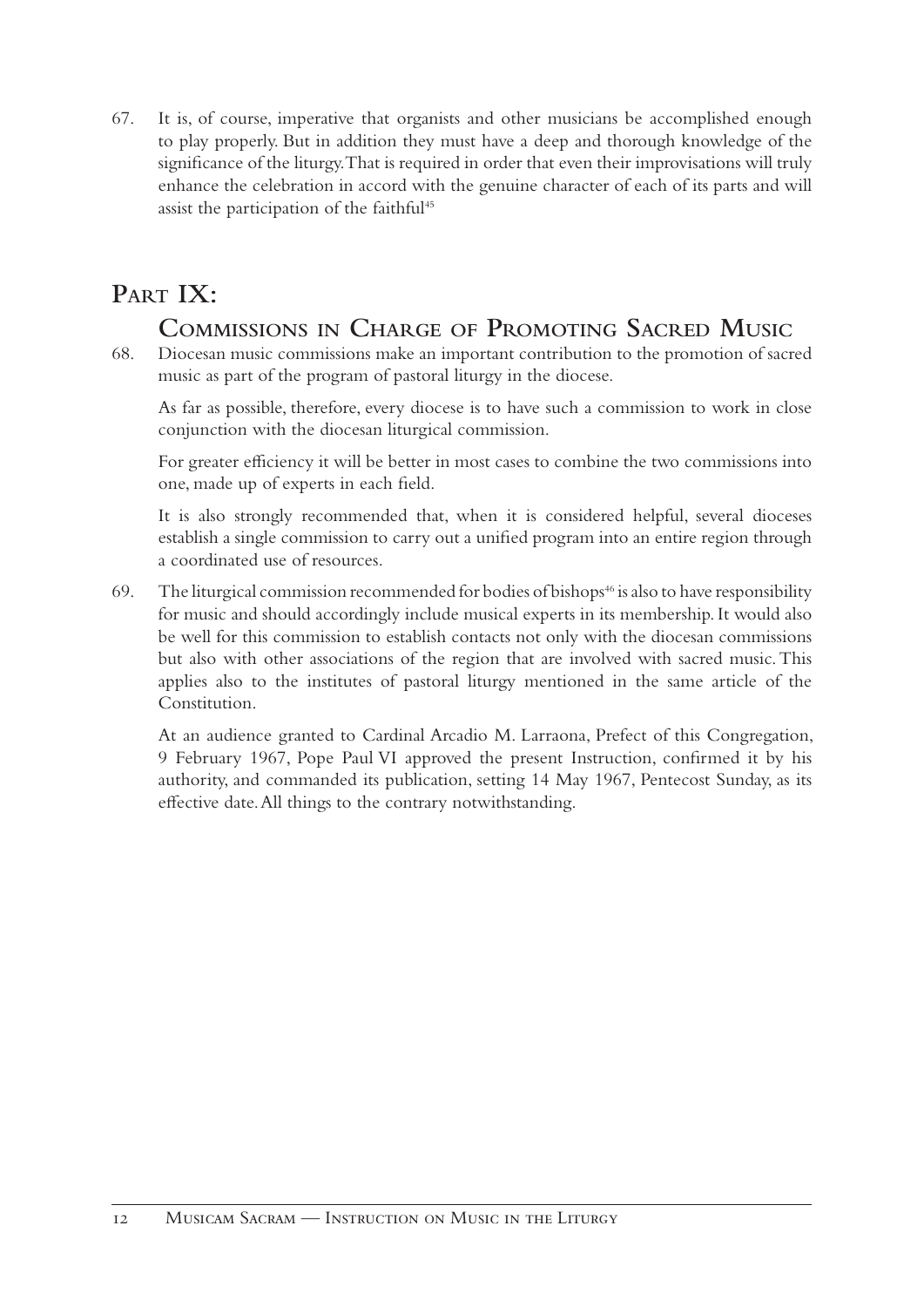67. It is, of course, imperative that organists and other musicians be accomplished enough to play properly. But in addition they must have a deep and thorough knowledge of the significance of the liturgy. That is required in order that even their improvisations will truly enhance the celebration in accord with the genuine character of each of its parts and will assist the participation of the faithful[45]

## PART IX:
## COMMISSIONS IN CHARGE OF PROMOTING SACRED MUSIC

68. Diocesan music commissions make an important contribution to the promotion of sacred music as part of the program of pastoral liturgy in the diocese.

As far as possible, therefore, every diocese is to have such a commission to work in close conjunction with the diocesan liturgical commission.

For greater efficiency it will be better in most cases to combine the two commissions into one, made up of experts in each field.

It is also strongly recommended that, when it is considered helpful, several dioceses establish a single commission to carry out a unified program into an entire region through a coordinated use of resources.

69. The liturgical commission recommended for bodies of bishops[46] is also to have responsibility for music and should accordingly include musical experts in its membership. It would also be well for this commission to establish contacts not only with the diocesan commissions but also with other associations of the region that are involved with sacred music. This applies also to the institutes of pastoral liturgy mentioned in the same article of the Constitution.

At an audience granted to Cardinal Arcadio M. Larraona, Prefect of this Congregation, 9 February 1967, Pope Paul VI approved the present Instruction, confirmed it by his authority, and commanded its publication, setting 14 May 1967, Pentecost Sunday, as its effective date. All things to the contrary notwithstanding.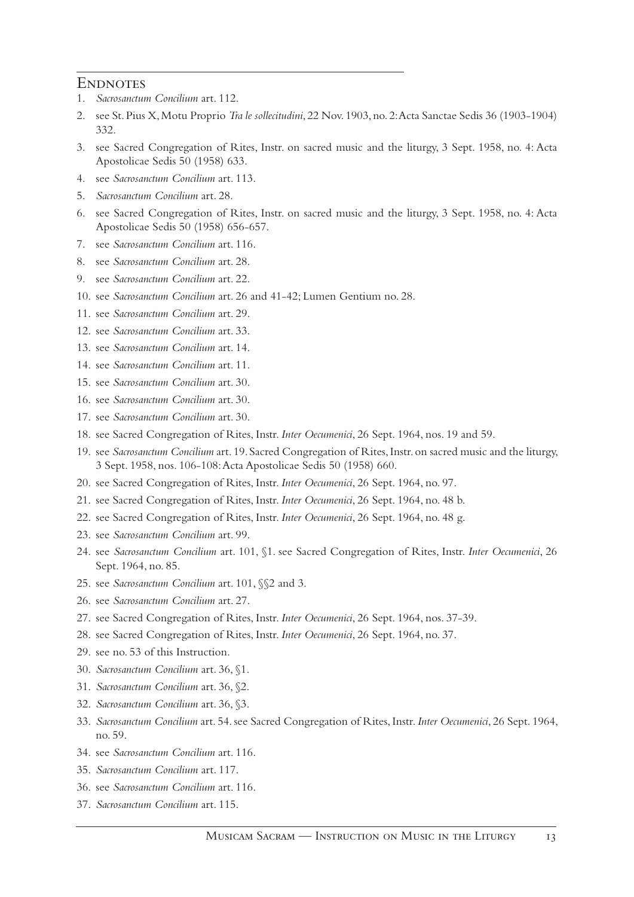## Endnotes

1. *Sacrosanctum Concilium* art. 112.
2. see St. Pius X, Motu Proprio *Tra le sollecitudini*, 22 Nov. 1903, no. 2: Acta Sanctae Sedis 36 (1903-1904) 332.
3. see Sacred Congregation of Rites, Instr. on sacred music and the liturgy, 3 Sept. 1958, no. 4: Acta Apostolicae Sedis 50 (1958) 633.
4. see *Sacrosanctum Concilium* art. 113.
5. *Sacrosanctum Concilium* art. 28.
6. see Sacred Congregation of Rites, Instr. on sacred music and the liturgy, 3 Sept. 1958, no. 4: Acta Apostolicae Sedis 50 (1958) 656-657.
7. see *Sacrosanctum Concilium* art. 116.
8. see *Sacrosanctum Concilium* art. 28.
9. see *Sacrosanctum Concilium* art. 22.
10. see *Sacrosanctum Concilium* art. 26 and 41-42; Lumen Gentium no. 28.
11. see *Sacrosanctum Concilium* art. 29.
12. see *Sacrosanctum Concilium* art. 33.
13. see *Sacrosanctum Concilium* art. 14.
14. see *Sacrosanctum Concilium* art. 11.
15. see *Sacrosanctum Concilium* art. 30.
16. see *Sacrosanctum Concilium* art. 30.
17. see *Sacrosanctum Concilium* art. 30.
18. see Sacred Congregation of Rites, Instr. *Inter Oecumenici*, 26 Sept. 1964, nos. 19 and 59.
19. see *Sacrosanctum Concilium* art. 19. Sacred Congregation of Rites, Instr. on sacred music and the liturgy, 3 Sept. 1958, nos. 106-108: Acta Apostolicae Sedis 50 (1958) 660.
20. see Sacred Congregation of Rites, Instr. *Inter Oecumenici*, 26 Sept. 1964, no. 97.
21. see Sacred Congregation of Rites, Instr. *Inter Oecumenici*, 26 Sept. 1964, no. 48 b.
22. see Sacred Congregation of Rites, Instr. *Inter Oecumenici*, 26 Sept. 1964, no. 48 g.
23. see *Sacrosanctum Concilium* art. 99.
24. see *Sacrosanctum Concilium* art. 101, §1. see Sacred Congregation of Rites, Instr. *Inter Oecumenici*, 26 Sept. 1964, no. 85.
25. see *Sacrosanctum Concilium* art. 101, §§2 and 3.
26. see *Sacrosanctum Concilium* art. 27.
27. see Sacred Congregation of Rites, Instr. *Inter Oecumenici*, 26 Sept. 1964, nos. 37-39.
28. see Sacred Congregation of Rites, Instr. *Inter Oecumenici*, 26 Sept. 1964, no. 37.
29. see no. 53 of this Instruction.
30. *Sacrosanctum Concilium* art. 36, §1.
31. *Sacrosanctum Concilium* art. 36, §2.
32. *Sacrosanctum Concilium* art. 36, §3.
33. *Sacrosanctum Concilium* art. 54. see Sacred Congregation of Rites, Instr. *Inter Oecumenici*, 26 Sept. 1964, no. 59.
34. see *Sacrosanctum Concilium* art. 116.
35. *Sacrosanctum Concilium* art. 117.
36. see *Sacrosanctum Concilium* art. 116.
37. *Sacrosanctum Concilium* art. 115.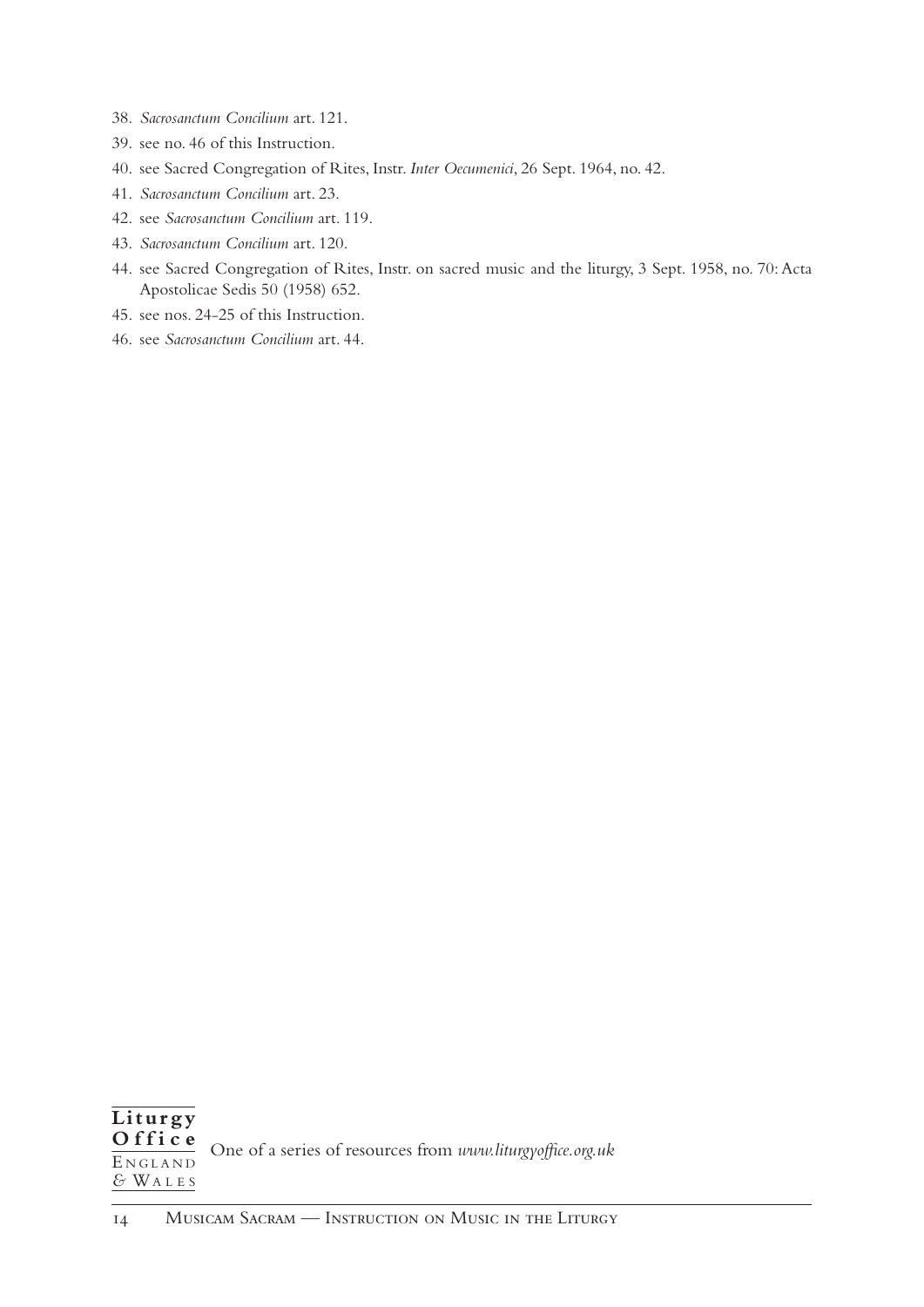38. *Sacrosanctum Concilium* art. 121.
39. see no. 46 of this Instruction.
40. see Sacred Congregation of Rites, Instr. *Inter Oecumenici*, 26 Sept. 1964, no. 42.
41. *Sacrosanctum Concilium* art. 23.
42. see *Sacrosanctum Concilium* art. 119.
43. *Sacrosanctum Concilium* art. 120.
44. see Sacred Congregation of Rites, Instr. on sacred music and the liturgy, 3 Sept. 1958, no. 70: Acta Apostolicae Sedis 50 (1958) 652.
45. see nos. 24-25 of this Instruction.
46. see *Sacrosanctum Concilium* art. 44.

**Liturgy Office** ENGLAND & WALES One of a series of resources from *www.liturgyoffice.org.uk*